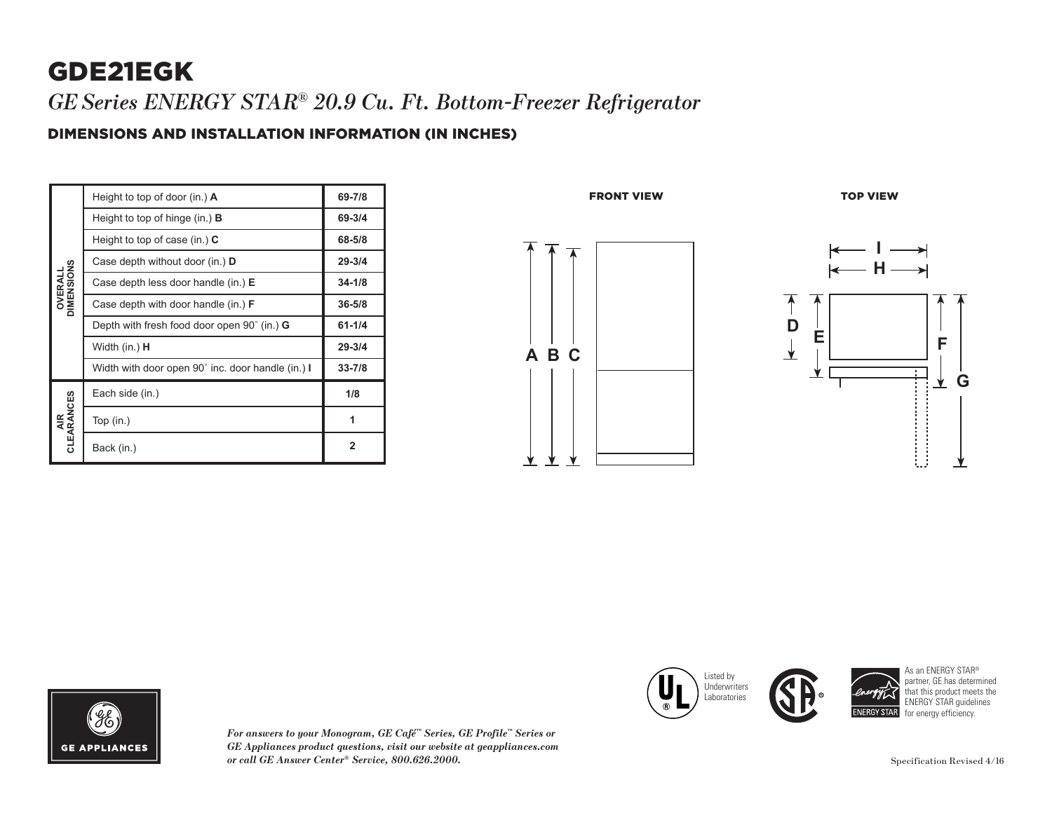# GDE21EGK

*GE Series ENERGY STAR® 20.9 Cu. Ft. Bottom-Freezer Refrigerator*

## DIMENSIONS AND INSTALLATION INFORMATION (IN INCHES)

| | | |
|---|---|---|
| OVERALL DIMENSIONS | Height to top of door (in.) **A** | **69-7/8** |
| | Height to top of hinge (in.) **B** | **69-3/4** |
| | Height to top of case (in.) **C** | **68-5/8** |
| | Case depth without door (in.) **D** | **29-3/4** |
| | Case depth less door handle (in.) **E** | **34-1/8** |
| | Case depth with door handle (in.) **F** | **36-5/8** |
| | Depth with fresh food door open 90˚ (in.) **G** | **61-1/4** |
| | Width (in.) **H** | **29-3/4** |
| | Width with door open 90˚ inc. door handle (in.) **I** | **33-7/8** |
| AIR CLEARANCES | Each side (in.) | **1/8** |
| | Top (in.) | **1** |
| | Back (in.) | **2** |

FRONT VIEW

A B C

TOP VIEW

I H D E F G

GE APPLIANCES

*For answers to your Monogram, GE Café™ Series, GE Profile™ Series or GE Appliances product questions, visit our website at geappliances.com or call GE Answer Center® Service, 800.626.2000.*

Listed by Underwriters Laboratories

As an ENERGY STAR® partner, GE has determined that this product meets the ENERGY STAR guidelines for energy efficiency.

Specification Revised 4/16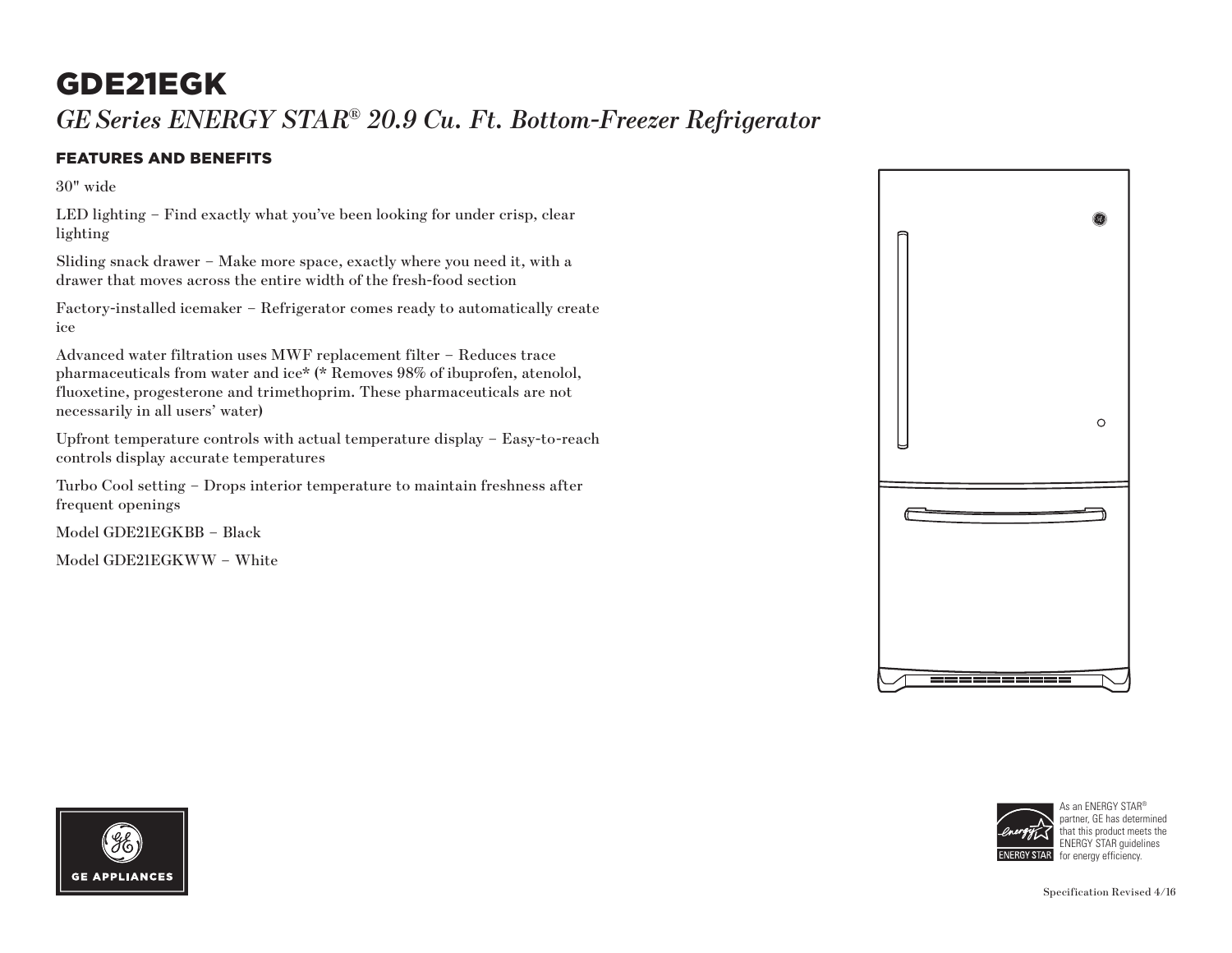# GDE21EGK

*GE Series ENERGY STAR® 20.9 Cu. Ft. Bottom-Freezer Refrigerator*

### FEATURES AND BENEFITS

30" wide

LED lighting – Find exactly what you've been looking for under crisp, clear lighting

Sliding snack drawer – Make more space, exactly where you need it, with a drawer that moves across the entire width of the fresh-food section

Factory-installed icemaker – Refrigerator comes ready to automatically create ice

Advanced water filtration uses MWF replacement filter – Reduces trace pharmaceuticals from water and ice* (* Removes 98% of ibuprofen, atenolol, fluoxetine, progesterone and trimethoprim. These pharmaceuticals are not necessarily in all users' water)

Upfront temperature controls with actual temperature display – Easy-to-reach controls display accurate temperatures

Turbo Cool setting – Drops interior temperature to maintain freshness after frequent openings

Model GDE21EGKBB – Black

Model GDE21EGKWW – White

GE APPLIANCES

As an ENERGY STAR® partner, GE has determined that this product meets the ENERGY STAR guidelines for energy efficiency.

Specification Revised 4/16